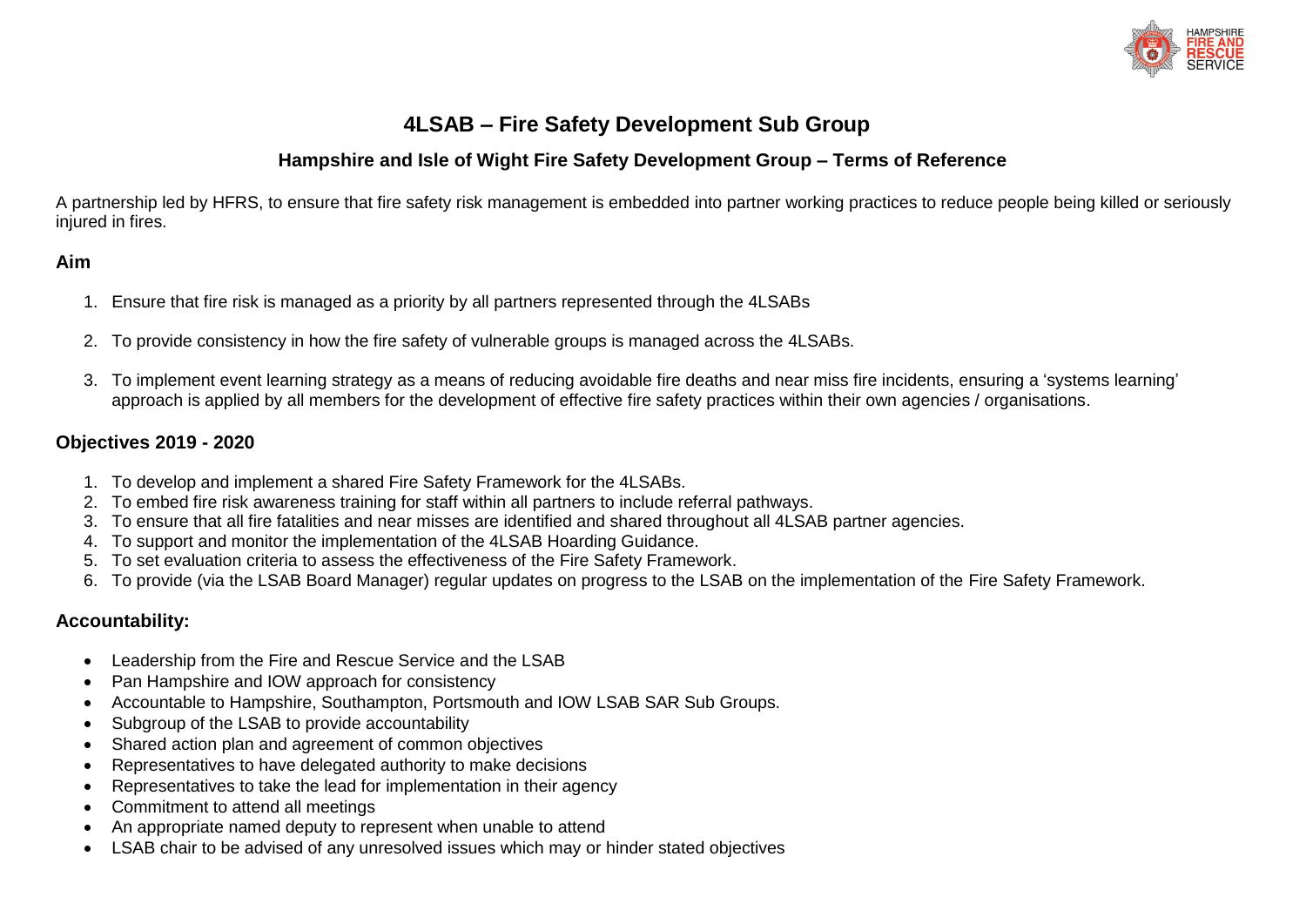# 4LSAB – Fire Safety Development Sub Group

## Hampshire and Isle of Wight Fire Safety Development Group – Terms of Reference

A partnership led by HFRS, to ensure that fire safety risk management is embedded into partner working practices to reduce people being killed or seriously injured in fires.

### Aim

1. Ensure that fire risk is managed as a priority by all partners represented through the 4LSABs
2. To provide consistency in how the fire safety of vulnerable groups is managed across the 4LSABs.
3. To implement event learning strategy as a means of reducing avoidable fire deaths and near miss fire incidents, ensuring a 'systems learning' approach is applied by all members for the development of effective fire safety practices within their own agencies / organisations.

### Objectives 2019 - 2020

1. To develop and implement a shared Fire Safety Framework for the 4LSABs.
2. To embed fire risk awareness training for staff within all partners to include referral pathways.
3. To ensure that all fire fatalities and near misses are identified and shared throughout all 4LSAB partner agencies.
4. To support and monitor the implementation of the 4LSAB Hoarding Guidance.
5. To set evaluation criteria to assess the effectiveness of the Fire Safety Framework.
6. To provide (via the LSAB Board Manager) regular updates on progress to the LSAB on the implementation of the Fire Safety Framework.

### Accountability:

- Leadership from the Fire and Rescue Service and the LSAB
- Pan Hampshire and IOW approach for consistency
- Accountable to Hampshire, Southampton, Portsmouth and IOW LSAB SAR Sub Groups.
- Subgroup of the LSAB to provide accountability
- Shared action plan and agreement of common objectives
- Representatives to have delegated authority to make decisions
- Representatives to take the lead for implementation in their agency
- Commitment to attend all meetings
- An appropriate named deputy to represent when unable to attend
- LSAB chair to be advised of any unresolved issues which may or hinder stated objectives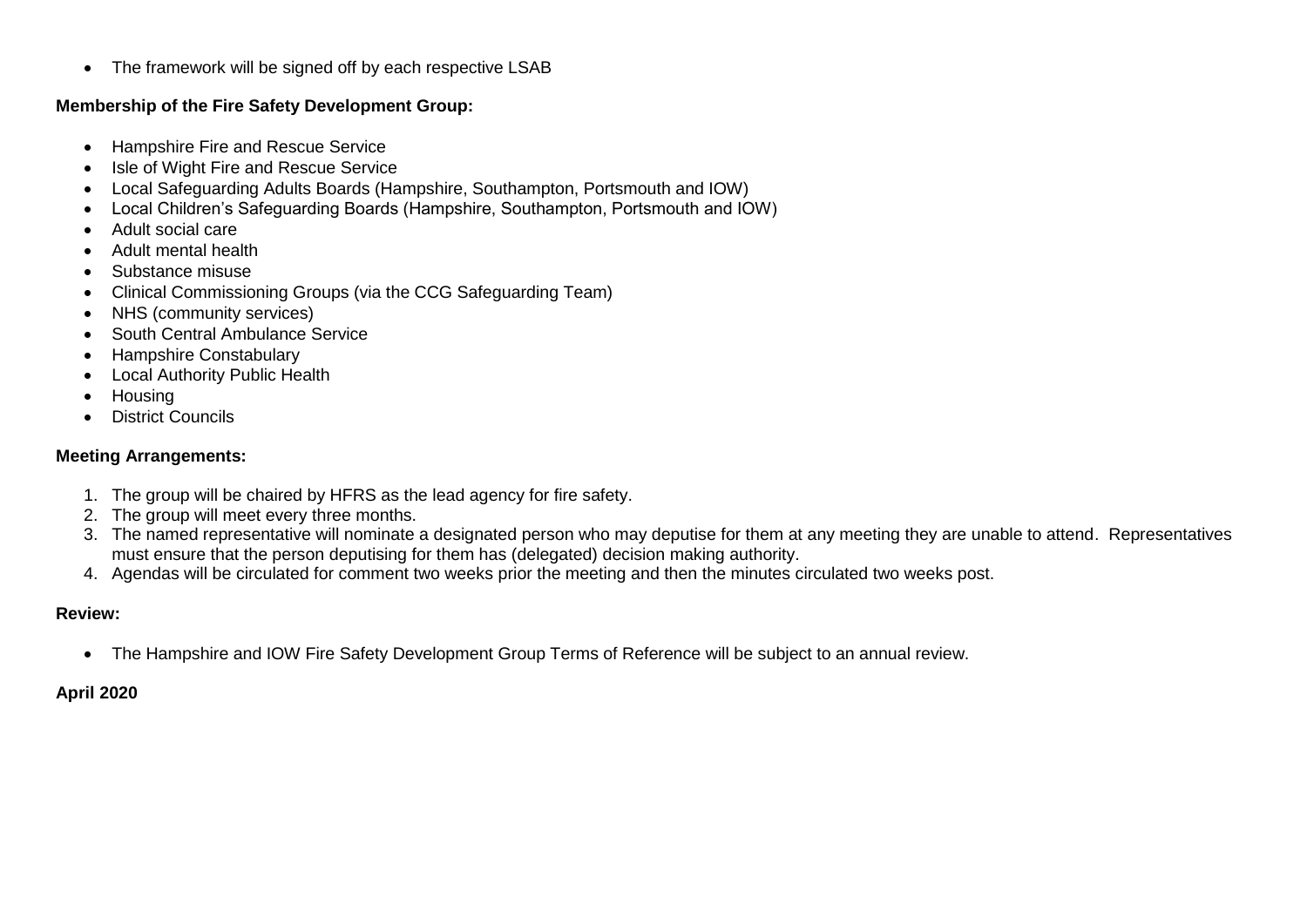- The framework will be signed off by each respective LSAB

**Membership of the Fire Safety Development Group:**

- Hampshire Fire and Rescue Service
- Isle of Wight Fire and Rescue Service
- Local Safeguarding Adults Boards (Hampshire, Southampton, Portsmouth and IOW)
- Local Children's Safeguarding Boards (Hampshire, Southampton, Portsmouth and IOW)
- Adult social care
- Adult mental health
- Substance misuse
- Clinical Commissioning Groups (via the CCG Safeguarding Team)
- NHS (community services)
- South Central Ambulance Service
- Hampshire Constabulary
- Local Authority Public Health
- Housing
- District Councils

**Meeting Arrangements:**

1. The group will be chaired by HFRS as the lead agency for fire safety.
2. The group will meet every three months.
3. The named representative will nominate a designated person who may deputise for them at any meeting they are unable to attend. Representatives must ensure that the person deputising for them has (delegated) decision making authority.
4. Agendas will be circulated for comment two weeks prior the meeting and then the minutes circulated two weeks post.

**Review:**

- The Hampshire and IOW Fire Safety Development Group Terms of Reference will be subject to an annual review.

**April 2020**